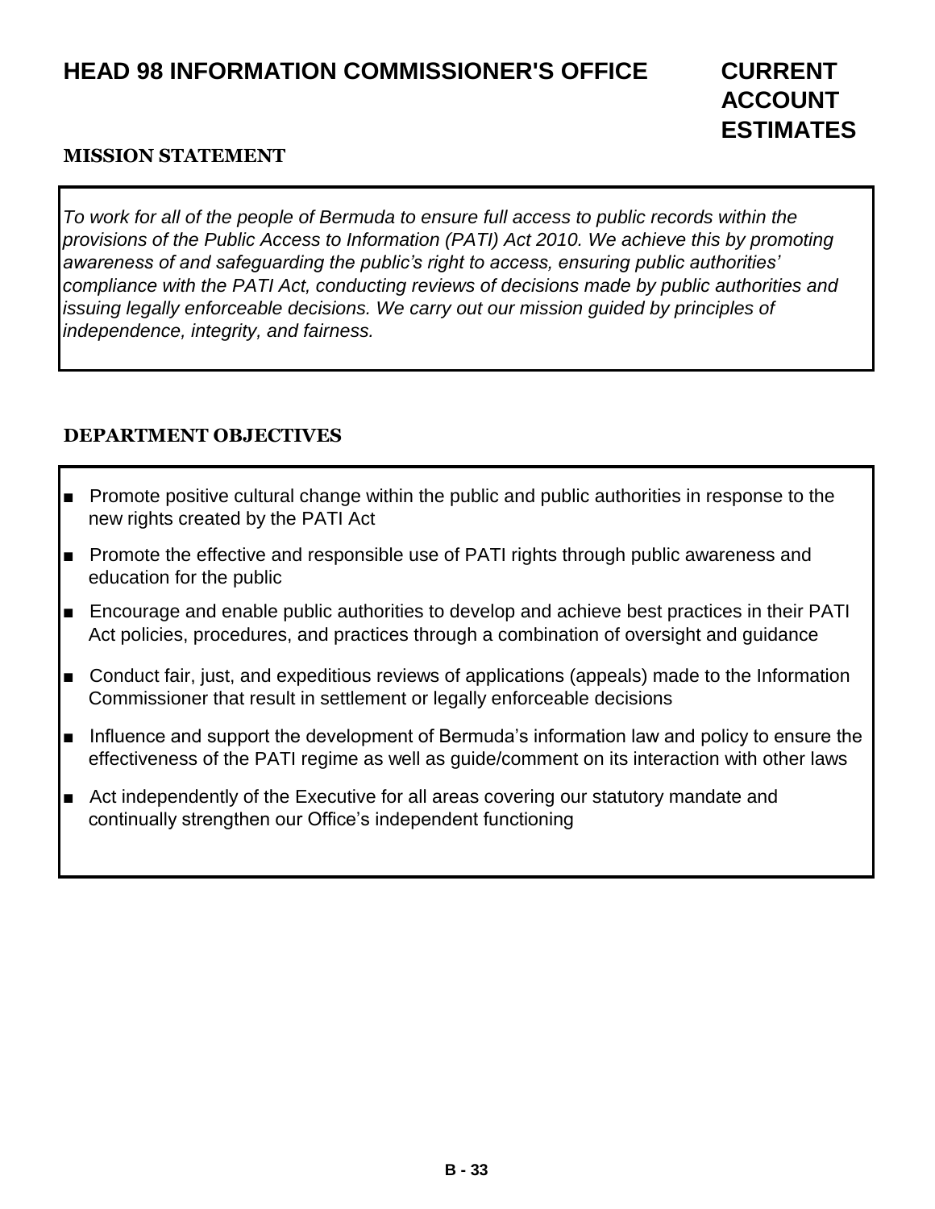# HEAD 98 INFORMATION COMMISSIONER'S OFFICE

# CURRENT ACCOUNT ESTIMATES

## MISSION STATEMENT

*To work for all of the people of Bermuda to ensure full access to public records within the provisions of the Public Access to Information (PATI) Act 2010. We achieve this by promoting awareness of and safeguarding the public's right to access, ensuring public authorities' compliance with the PATI Act, conducting reviews of decisions made by public authorities and issuing legally enforceable decisions. We carry out our mission guided by principles of independence, integrity, and fairness.*

## DEPARTMENT OBJECTIVES

- Promote positive cultural change within the public and public authorities in response to the new rights created by the PATI Act
- Promote the effective and responsible use of PATI rights through public awareness and education for the public
- Encourage and enable public authorities to develop and achieve best practices in their PATI Act policies, procedures, and practices through a combination of oversight and guidance
- Conduct fair, just, and expeditious reviews of applications (appeals) made to the Information Commissioner that result in settlement or legally enforceable decisions
- Influence and support the development of Bermuda's information law and policy to ensure the effectiveness of the PATI regime as well as guide/comment on its interaction with other laws
- Act independently of the Executive for all areas covering our statutory mandate and continually strengthen our Office's independent functioning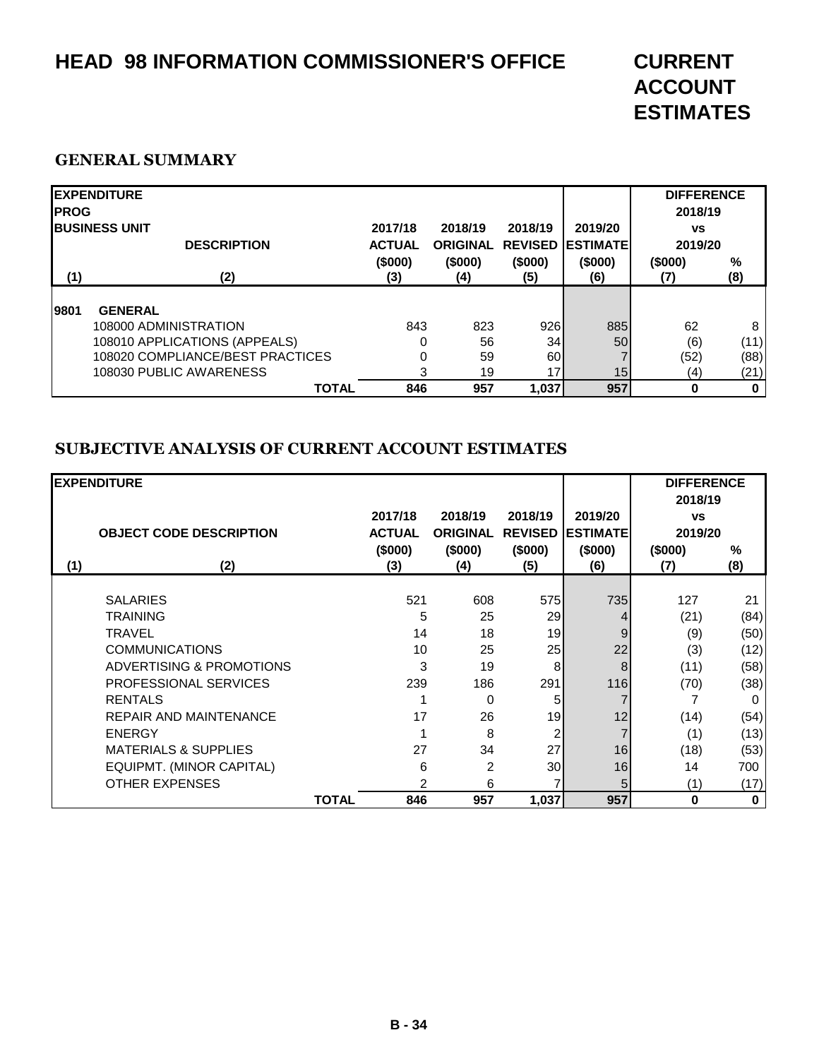# HEAD 98 INFORMATION COMMISSIONER'S OFFICE

## CURRENT ACCOUNT ESTIMATES

### GENERAL SUMMARY

| EXPENDITURE PROG BUSINESS UNIT | DESCRIPTION | 2017/18 ACTUAL ($000) | 2018/19 ORIGINAL ($000) | 2018/19 REVISED ($000) | 2019/20 ESTIMATE ($000) | DIFFERENCE 2018/19 vs 2019/20 ($000) | % |
|---|---|---|---|---|---|---|---|
| (1) | (2) | (3) | (4) | (5) | (6) | (7) | (8) |
| 9801 | GENERAL | | | | | | |
| | 108000 ADMINISTRATION | 843 | 823 | 926 | 885 | 62 | 8 |
| | 108010 APPLICATIONS (APPEALS) | 0 | 56 | 34 | 50 | (6) | (11) |
| | 108020 COMPLIANCE/BEST PRACTICES | 0 | 59 | 60 | 7 | (52) | (88) |
| | 108030 PUBLIC AWARENESS | 3 | 19 | 17 | 15 | (4) | (21) |
| | **TOTAL** | **846** | **957** | **1,037** | **957** | **0** | **0** |

### SUBJECTIVE ANALYSIS OF CURRENT ACCOUNT ESTIMATES

| EXPENDITURE | OBJECT CODE DESCRIPTION | 2017/18 ACTUAL ($000) | 2018/19 ORIGINAL ($000) | 2018/19 REVISED ($000) | 2019/20 ESTIMATE ($000) | DIFFERENCE 2018/19 vs 2019/20 ($000) | % |
|---|---|---|---|---|---|---|---|
| (1) | (2) | (3) | (4) | (5) | (6) | (7) | (8) |
| | SALARIES | 521 | 608 | 575 | 735 | 127 | 21 |
| | TRAINING | 5 | 25 | 29 | 4 | (21) | (84) |
| | TRAVEL | 14 | 18 | 19 | 9 | (9) | (50) |
| | COMMUNICATIONS | 10 | 25 | 25 | 22 | (3) | (12) |
| | ADVERTISING & PROMOTIONS | 3 | 19 | 8 | 8 | (11) | (58) |
| | PROFESSIONAL SERVICES | 239 | 186 | 291 | 116 | (70) | (38) |
| | RENTALS | 1 | 0 | 5 | 7 | 7 | 0 |
| | REPAIR AND MAINTENANCE | 17 | 26 | 19 | 12 | (14) | (54) |
| | ENERGY | 1 | 8 | 2 | 7 | (1) | (13) |
| | MATERIALS & SUPPLIES | 27 | 34 | 27 | 16 | (18) | (53) |
| | EQUIPMT. (MINOR CAPITAL) | 6 | 2 | 30 | 16 | 14 | 700 |
| | OTHER EXPENSES | 2 | 6 | 7 | 5 | (1) | (17) |
| | **TOTAL** | **846** | **957** | **1,037** | **957** | **0** | **0** |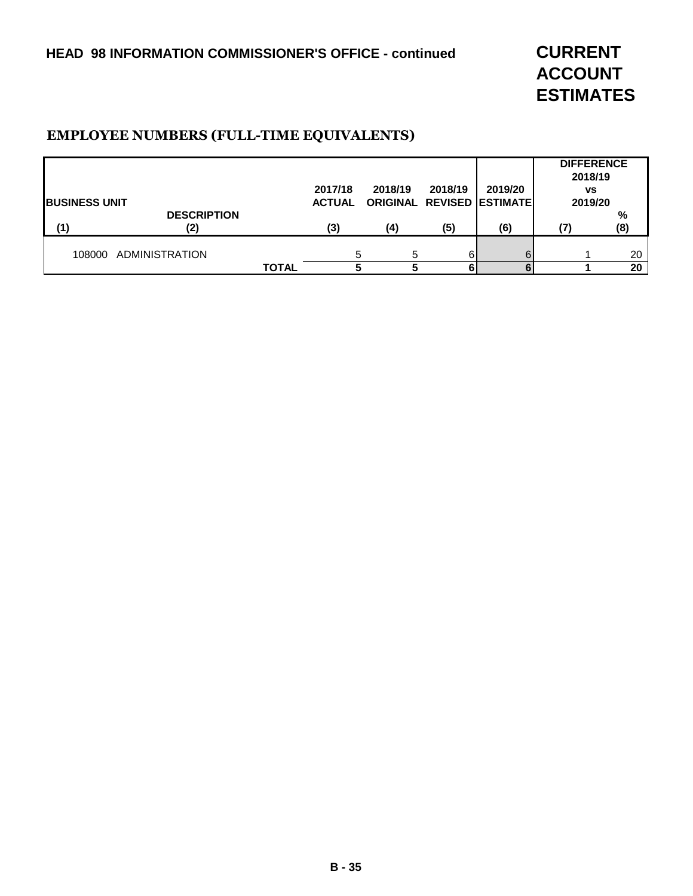## HEAD 98 INFORMATION COMMISSIONER'S OFFICE - continued

# CURRENT ACCOUNT ESTIMATES

### EMPLOYEE NUMBERS (FULL-TIME EQUIVALENTS)

| BUSINESS UNIT | DESCRIPTION | 2017/18 ACTUAL | 2018/19 ORIGINAL | 2018/19 REVISED | 2019/20 ESTIMATE | DIFFERENCE 2018/19 vs 2019/20 | % |
|---|---|---|---|---|---|---|---|
| (1) | (2) | (3) | (4) | (5) | (6) | (7) | (8) |
| 108000 | ADMINISTRATION | 5 | 5 | 6 | 6 | 1 | 20 |
| | **TOTAL** | **5** | **5** | **6** | **6** | **1** | **20** |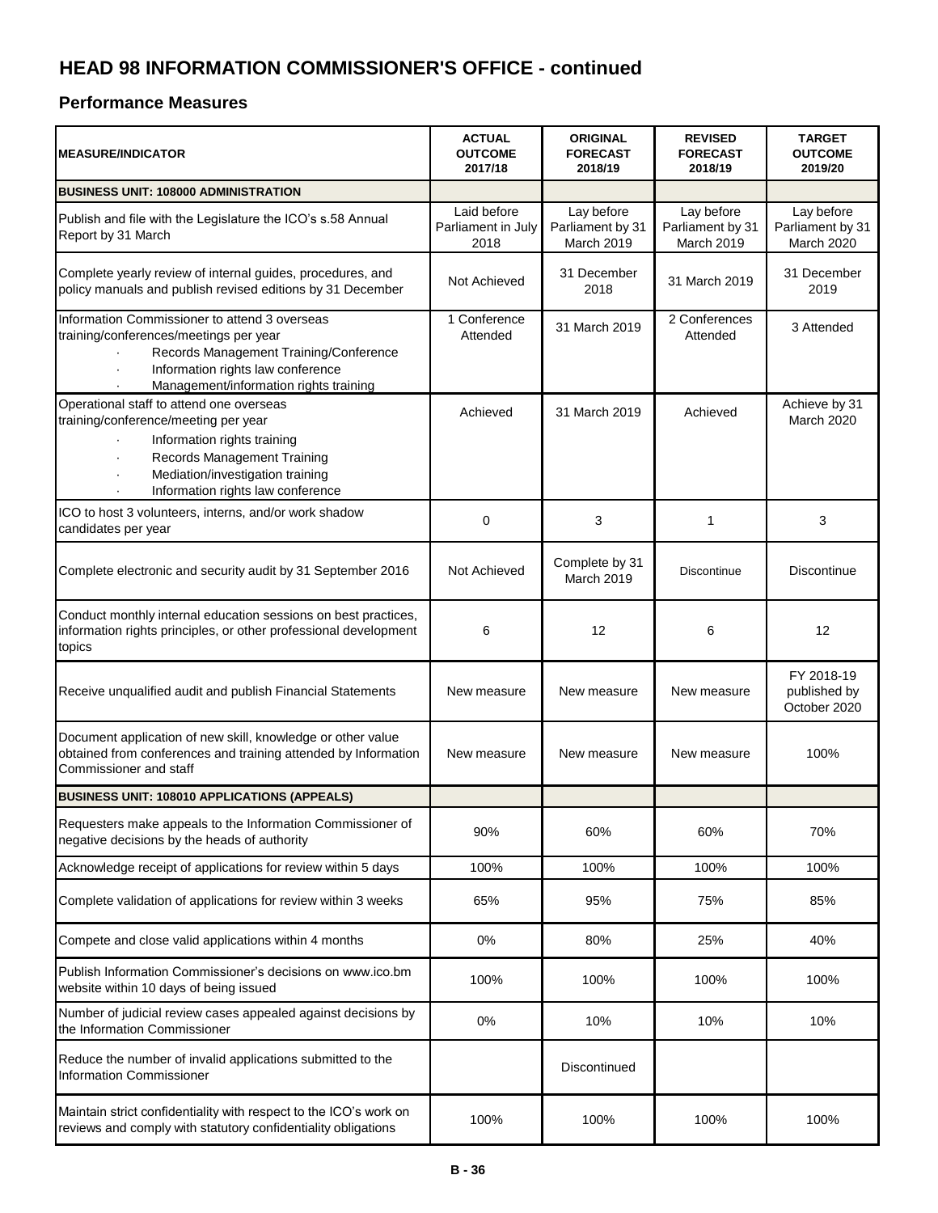## HEAD 98 INFORMATION COMMISSIONER'S OFFICE - continued

### Performance Measures

| MEASURE/INDICATOR | ACTUAL OUTCOME 2017/18 | ORIGINAL FORECAST 2018/19 | REVISED FORECAST 2018/19 | TARGET OUTCOME 2019/20 |
|---|---|---|---|---|
| **BUSINESS UNIT: 108000 ADMINISTRATION** | | | | |
| Publish and file with the Legislature the ICO's s.58 Annual Report by 31 March | Laid before Parliament in July 2018 | Lay before Parliament by 31 March 2019 | Lay before Parliament by 31 March 2019 | Lay before Parliament by 31 March 2020 |
| Complete yearly review of internal guides, procedures, and policy manuals and publish revised editions by 31 December | Not Achieved | 31 December 2018 | 31 March 2019 | 31 December 2019 |
| Information Commissioner to attend 3 overseas training/conferences/meetings per year · Records Management Training/Conference · Information rights law conference · Management/information rights training | 1 Conference Attended | 31 March 2019 | 2 Conferences Attended | 3 Attended |
| Operational staff to attend one overseas training/conference/meeting per year · Information rights training · Records Management Training · Mediation/investigation training · Information rights law conference | Achieved | 31 March 2019 | Achieved | Achieve by 31 March 2020 |
| ICO to host 3 volunteers, interns, and/or work shadow candidates per year | 0 | 3 | 1 | 3 |
| Complete electronic and security audit by 31 September 2016 | Not Achieved | Complete by 31 March 2019 | Discontinue | Discontinue |
| Conduct monthly internal education sessions on best practices, information rights principles, or other professional development topics | 6 | 12 | 6 | 12 |
| Receive unqualified audit and publish Financial Statements | New measure | New measure | New measure | FY 2018-19 published by October 2020 |
| Document application of new skill, knowledge or other value obtained from conferences and training attended by Information Commissioner and staff | New measure | New measure | New measure | 100% |
| **BUSINESS UNIT: 108010 APPLICATIONS (APPEALS)** | | | | |
| Requesters make appeals to the Information Commissioner of negative decisions by the heads of authority | 90% | 60% | 60% | 70% |
| Acknowledge receipt of applications for review within 5 days | 100% | 100% | 100% | 100% |
| Complete validation of applications for review within 3 weeks | 65% | 95% | 75% | 85% |
| Compete and close valid applications within 4 months | 0% | 80% | 25% | 40% |
| Publish Information Commissioner's decisions on www.ico.bm website within 10 days of being issued | 100% | 100% | 100% | 100% |
| Number of judicial review cases appealed against decisions by the Information Commissioner | 0% | 10% | 10% | 10% |
| Reduce the number of invalid applications submitted to the Information Commissioner | | Discontinued | | |
| Maintain strict confidentiality with respect to the ICO's work on reviews and comply with statutory confidentiality obligations | 100% | 100% | 100% | 100% |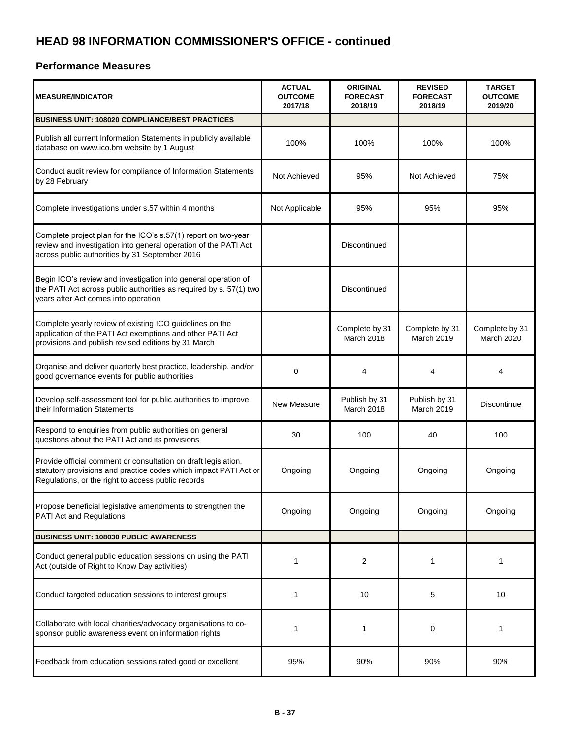# HEAD 98 INFORMATION COMMISSIONER'S OFFICE - continued

## Performance Measures

| MEASURE/INDICATOR | ACTUAL OUTCOME 2017/18 | ORIGINAL FORECAST 2018/19 | REVISED FORECAST 2018/19 | TARGET OUTCOME 2019/20 |
|---|---|---|---|---|
| **BUSINESS UNIT: 108020 COMPLIANCE/BEST PRACTICES** | | | | |
| Publish all current Information Statements in publicly available database on www.ico.bm website by 1 August | 100% | 100% | 100% | 100% |
| Conduct audit review for compliance of Information Statements by 28 February | Not Achieved | 95% | Not Achieved | 75% |
| Complete investigations under s.57 within 4 months | Not Applicable | 95% | 95% | 95% |
| Complete project plan for the ICO's s.57(1) report on two-year review and investigation into general operation of the PATI Act across public authorities by 31 September 2016 | | Discontinued | | |
| Begin ICO's review and investigation into general operation of the PATI Act across public authorities as required by s. 57(1) two years after Act comes into operation | | Discontinued | | |
| Complete yearly review of existing ICO guidelines on the application of the PATI Act exemptions and other PATI Act provisions and publish revised editions by 31 March | | Complete by 31 March 2018 | Complete by 31 March 2019 | Complete by 31 March 2020 |
| Organise and deliver quarterly best practice, leadership, and/or good governance events for public authorities | 0 | 4 | 4 | 4 |
| Develop self-assessment tool for public authorities to improve their Information Statements | New Measure | Publish by 31 March 2018 | Publish by 31 March 2019 | Discontinue |
| Respond to enquiries from public authorities on general questions about the PATI Act and its provisions | 30 | 100 | 40 | 100 |
| Provide official comment or consultation on draft legislation, statutory provisions and practice codes which impact PATI Act or Regulations, or the right to access public records | Ongoing | Ongoing | Ongoing | Ongoing |
| Propose beneficial legislative amendments to strengthen the PATI Act and Regulations | Ongoing | Ongoing | Ongoing | Ongoing |
| **BUSINESS UNIT: 108030 PUBLIC AWARENESS** | | | | |
| Conduct general public education sessions on using the PATI Act (outside of Right to Know Day activities) | 1 | 2 | 1 | 1 |
| Conduct targeted education sessions to interest groups | 1 | 10 | 5 | 10 |
| Collaborate with local charities/advocacy organisations to co-sponsor public awareness event on information rights | 1 | 1 | 0 | 1 |
| Feedback from education sessions rated good or excellent | 95% | 90% | 90% | 90% |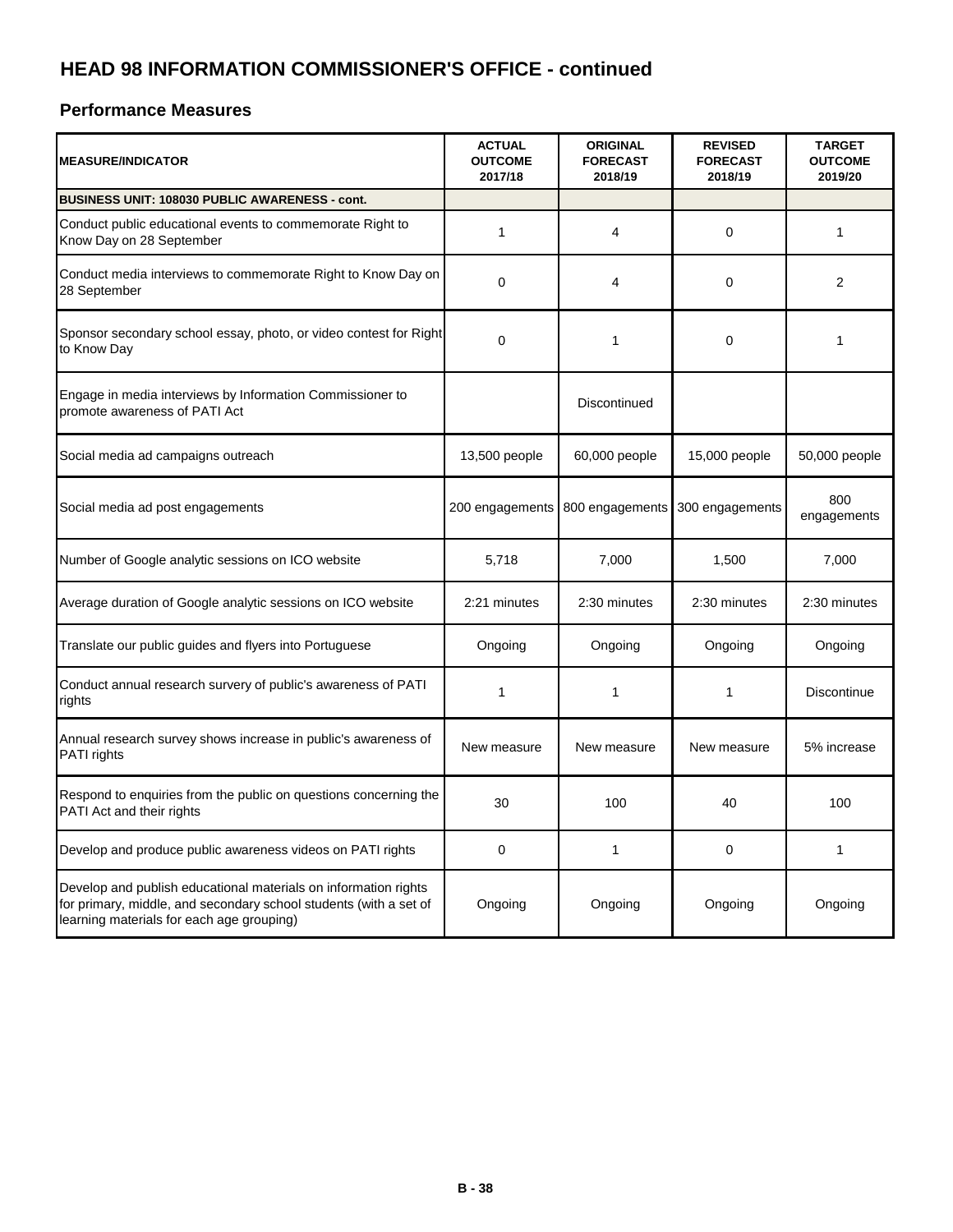# HEAD 98 INFORMATION COMMISSIONER'S OFFICE - continued

## Performance Measures

| MEASURE/INDICATOR | ACTUAL OUTCOME 2017/18 | ORIGINAL FORECAST 2018/19 | REVISED FORECAST 2018/19 | TARGET OUTCOME 2019/20 |
|---|---|---|---|---|
| **BUSINESS UNIT: 108030 PUBLIC AWARENESS - cont.** | | | | |
| Conduct public educational events to commemorate Right to Know Day on 28 September | 1 | 4 | 0 | 1 |
| Conduct media interviews to commemorate Right to Know Day on 28 September | 0 | 4 | 0 | 2 |
| Sponsor secondary school essay, photo, or video contest for Right to Know Day | 0 | 1 | 0 | 1 |
| Engage in media interviews by Information Commissioner to promote awareness of PATI Act | | Discontinued | | |
| Social media ad campaigns outreach | 13,500 people | 60,000 people | 15,000 people | 50,000 people |
| Social media ad post engagements | 200 engagements | 800 engagements | 300 engagements | 800 engagements |
| Number of Google analytic sessions on ICO website | 5,718 | 7,000 | 1,500 | 7,000 |
| Average duration of Google analytic sessions on ICO website | 2:21 minutes | 2:30 minutes | 2:30 minutes | 2:30 minutes |
| Translate our public guides and flyers into Portuguese | Ongoing | Ongoing | Ongoing | Ongoing |
| Conduct annual research survery of public's awareness of PATI rights | 1 | 1 | 1 | Discontinue |
| Annual research survey shows increase in public's awareness of PATI rights | New measure | New measure | New measure | 5% increase |
| Respond to enquiries from the public on questions concerning the PATI Act and their rights | 30 | 100 | 40 | 100 |
| Develop and produce public awareness videos on PATI rights | 0 | 1 | 0 | 1 |
| Develop and publish educational materials on information rights for primary, middle, and secondary school students (with a set of learning materials for each age grouping) | Ongoing | Ongoing | Ongoing | Ongoing |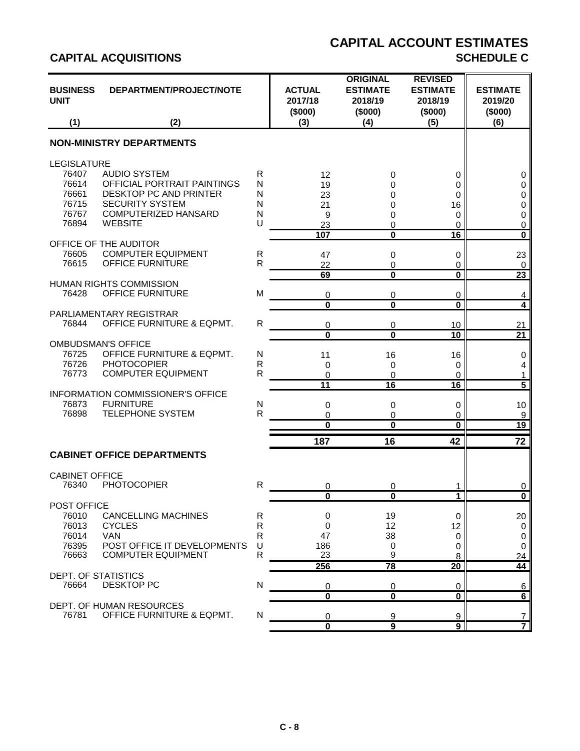# CAPITAL ACCOUNT ESTIMATES

## CAPITAL ACQUISITIONS

## SCHEDULE C

| BUSINESS UNIT (1) | DEPARTMENT/PROJECT/NOTE (2) | | ACTUAL 2017/18 ($000) (3) | ORIGINAL ESTIMATE 2018/19 ($000) (4) | REVISED ESTIMATE 2018/19 ($000) (5) | ESTIMATE 2019/20 ($000) (6) |
|---|---|---|---|---|---|---|
| **NON-MINISTRY DEPARTMENTS** | | | | | | |
| LEGISLATURE | | | | | | |
| 76407 | AUDIO SYSTEM | R | 12 | 0 | 0 | 0 |
| 76614 | OFFICIAL PORTRAIT PAINTINGS | N | 19 | 0 | 0 | 0 |
| 76661 | DESKTOP PC AND PRINTER | N | 23 | 0 | 0 | 0 |
| 76715 | SECURITY SYSTEM | N | 21 | 0 | 16 | 0 |
| 76767 | COMPUTERIZED HANSARD | N | 9 | 0 | 0 | 0 |
| 76894 | WEBSITE | U | 23 | 0 | 0 | 0 |
| | | | **107** | **0** | **16** | **0** |
| OFFICE OF THE AUDITOR | | | | | | |
| 76605 | COMPUTER EQUIPMENT | R | 47 | 0 | 0 | 23 |
| 76615 | OFFICE FURNITURE | R | 22 | 0 | 0 | 0 |
| | | | **69** | **0** | **0** | **23** |
| HUMAN RIGHTS COMMISSION | | | | | | |
| 76428 | OFFICE FURNITURE | M | 0 | 0 | 0 | 4 |
| | | | **0** | **0** | **0** | **4** |
| PARLIAMENTARY REGISTRAR | | | | | | |
| 76844 | OFFICE FURNITURE & EQPMT. | R | 0 | 0 | 10 | 21 |
| | | | **0** | **0** | **10** | **21** |
| OMBUDSMAN'S OFFICE | | | | | | |
| 76725 | OFFICE FURNITURE & EQPMT. | N | 11 | 16 | 16 | 0 |
| 76726 | PHOTOCOPIER | R | 0 | 0 | 0 | 4 |
| 76773 | COMPUTER EQUIPMENT | R | 0 | 0 | 0 | 1 |
| | | | **11** | **16** | **16** | **5** |
| INFORMATION COMMISSIONER'S OFFICE | | | | | | |
| 76873 | FURNITURE | N | 0 | 0 | 0 | 10 |
| 76898 | TELEPHONE SYSTEM | R | 0 | 0 | 0 | 9 |
| | | | **0** | **0** | **0** | **19** |
| | | | **187** | **16** | **42** | **72** |
| **CABINET OFFICE DEPARTMENTS** | | | | | | |
| CABINET OFFICE | | | | | | |
| 76340 | PHOTOCOPIER | R | 0 | 0 | 1 | 0 |
| | | | **0** | **0** | **1** | **0** |
| POST OFFICE | | | | | | |
| 76010 | CANCELLING MACHINES | R | 0 | 19 | 0 | 20 |
| 76013 | CYCLES | R | 0 | 12 | 12 | 0 |
| 76014 | VAN | R | 47 | 38 | 0 | 0 |
| 76395 | POST OFFICE IT DEVELOPMENTS | U | 186 | 0 | 0 | 0 |
| 76663 | COMPUTER EQUIPMENT | R | 23 | 9 | 8 | 24 |
| | | | **256** | **78** | **20** | **44** |
| DEPT. OF STATISTICS | | | | | | |
| 76664 | DESKTOP PC | N | 0 | 0 | 0 | 6 |
| | | | **0** | **0** | **0** | **6** |
| DEPT. OF HUMAN RESOURCES | | | | | | |
| 76781 | OFFICE FURNITURE & EQPMT. | N | 0 | 9 | 9 | 7 |
| | | | **0** | **9** | **9** | **7** |